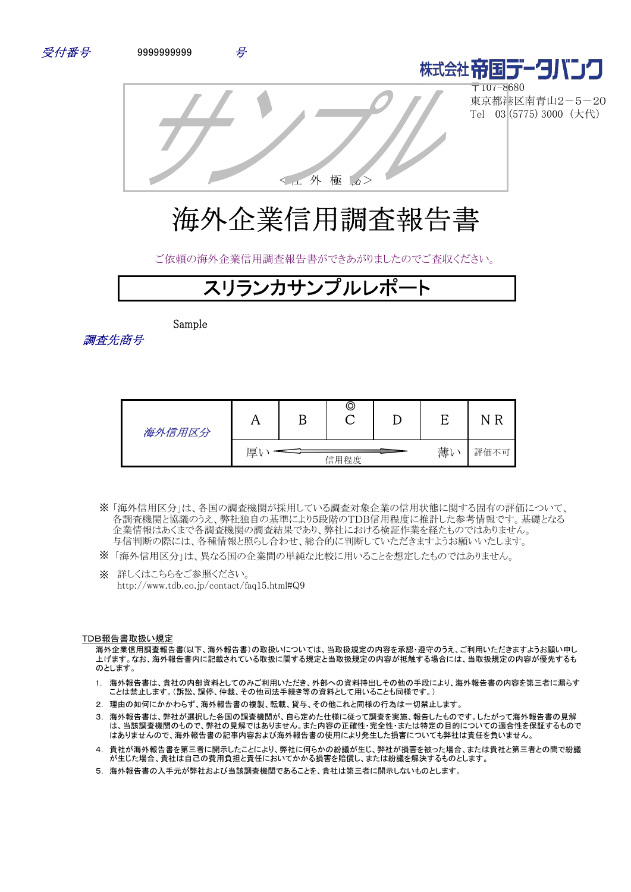受付番号　　9999999999　　号

株式会社帝国データバンク
〒107-8680
東京都港区南青山2－5－20
Tel　03 (5775) 3000（大代）

サンプル

<社 外 極 秘>

# 海外企業信用調査報告書

ご依頼の海外企業信用調査報告書ができあがりましたのでご査収ください。

## スリランカサンプルレポート

調査先商号　Sample

| 海外信用区分 | A | B | ◎ C | D | E | N R |
|---|---|---|---|---|---|---|
| | 厚い ← 信用程度 → | | | | 薄い | 評価不可 |

※「海外信用区分」は、各国の調査機関が採用している調査対象企業の信用状態に関する固有の評価について、各調査機関と協議のうえ、弊社独自の基準により5段階のTDB信用程度に推計した参考情報です。基礎となる企業情報はあくまで各調査機関の調査結果であり、弊社における検証作業を経たものではありません。与信判断の際には、各種情報と照らし合わせ、総合的に判断していただきますようお願いいたします。

※「海外信用区分」は、異なる企業間の単純な比較に用いることを想定したものではありません。

※　詳しくはこちらをご参照ください。
http://www.tdb.co.jp/contact/faq15.html#Q9

TDB報告書取扱い規定

海外企業信用調査報告書(以下、海外報告書)の取扱いについては、当取扱規定の内容を承認･遵守のうえ、ご利用いただきますようお願い申し上げます。なお、海外報告書内に記載されている取扱に関する規定と当取扱規定の内容が抵触する場合には、当取扱規定の内容が優先するものとします。

1. 海外報告書は、貴社の内部資料としてのみご利用いただき、外部への資料持出しその他の手段により、海外報告書の内容を第三者に漏らすことは禁止します。(訴訟、調停、仲裁、その他司法手続き等の資料として用いることも同様です。)
2. 理由の如何にかかわらず、海外報告書の複製、転載、貸与、その他これと同様の行為は一切禁止します。
3. 海外報告書は、弊社が選択した各国の調査機関が、自ら定めた仕様に従って調査を実施、報告したものです。したがって海外報告書の見解は、当該調査機関のもので、弊社の見解ではありません。また内容の正確性･完全性･または特定の目的についての適合性を保証するものではありませんので、海外報告書の記事内容および海外報告書の使用により発生した損害についても弊社は責任を負いません。
4. 貴社が海外報告書を第三者に開示したことにより、弊社に何らかの紛議が生じ、弊社が損害を被った場合、または貴社と第三者との間で紛議が生じた場合、貴社は自己の費用負担と責任においてかかる損害を賠償し、または紛議を解決するものとします。
5. 海外報告書の入手元が弊社および当該調査機関であることを、貴社は第三者に開示しないものとします。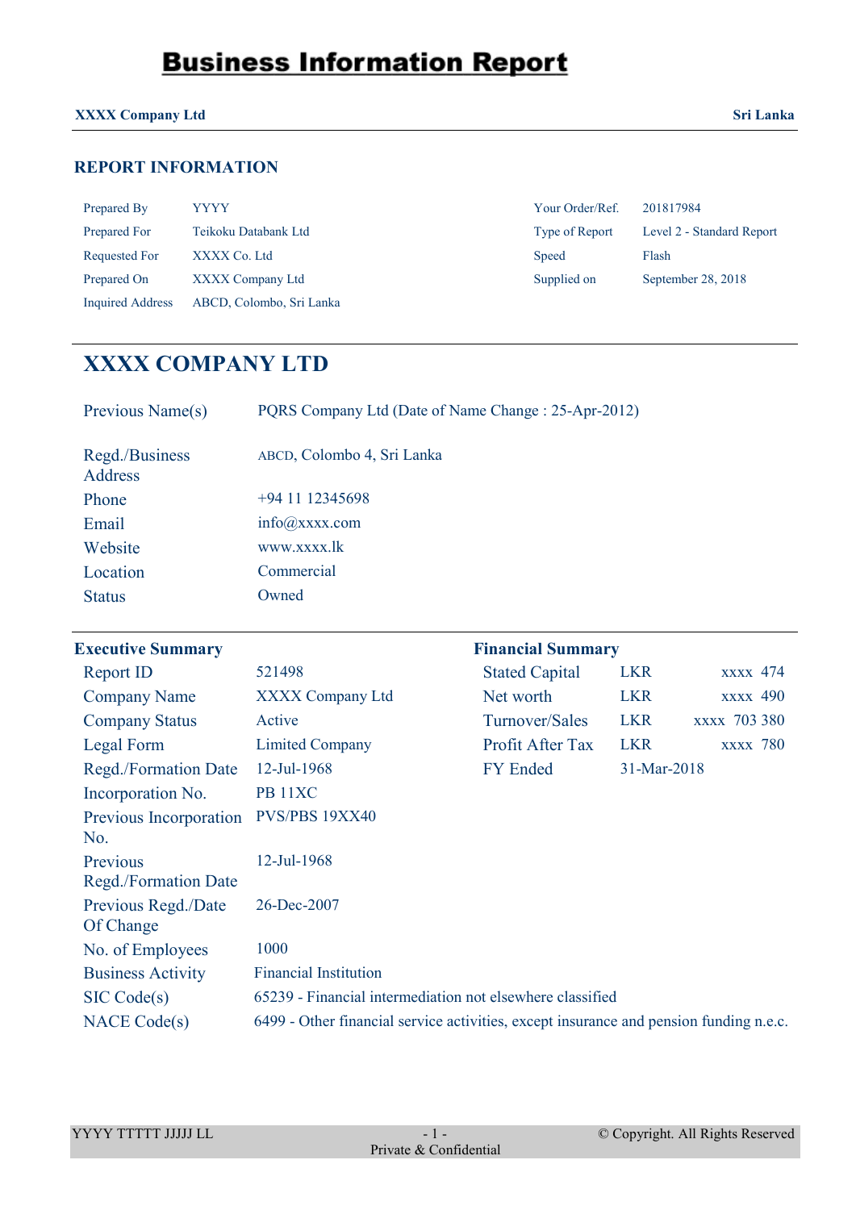# Business Information Report

**XXXX Company Ltd** | **Sri Lanka**

## REPORT INFORMATION

| | | | |
|---|---|---|---|
| Prepared By | YYYY | Your Order/Ref. | 201817984 |
| Prepared For | Teikoku Databank Ltd | Type of Report | Level 2 - Standard Report |
| Requested For | XXXX Co. Ltd | Speed | Flash |
| Prepared On | XXXX Company Ltd | Supplied on | September 28, 2018 |
| Inquired Address | ABCD, Colombo, Sri Lanka | | |

## XXXX COMPANY LTD

| | |
|---|---|
| Previous Name(s) | PQRS Company Ltd (Date of Name Change : 25-Apr-2012) |
| Regd./Business Address | ABCD, Colombo 4, Sri Lanka |
| Phone | +94 11 12345698 |
| Email | info@xxxx.com |
| Website | www.xxxx.lk |
| Location | Commercial |
| Status | Owned |

### Executive Summary

| | |
|---|---|
| Report ID | 521498 |
| Company Name | XXXX Company Ltd |
| Company Status | Active |
| Legal Form | Limited Company |
| Regd./Formation Date | 12-Jul-1968 |
| Incorporation No. | PB 11XC |
| Previous Incorporation No. | PVS/PBS 19XX40 |
| Previous Regd./Formation Date | 12-Jul-1968 |
| Previous Regd./Date Of Change | 26-Dec-2007 |
| No. of Employees | 1000 |
| Business Activity | Financial Institution |
| SIC Code(s) | 65239 - Financial intermediation not elsewhere classified |
| NACE Code(s) | 6499 - Other financial service activities, except insurance and pension funding n.e.c. |

### Financial Summary

| | | |
|---|---|---|
| Stated Capital | LKR | xxxx 474 |
| Net worth | LKR | xxxx 490 |
| Turnover/Sales | LKR | xxxx 703 380 |
| Profit After Tax | LKR | xxxx 780 |
| FY Ended | 31-Mar-2018 | |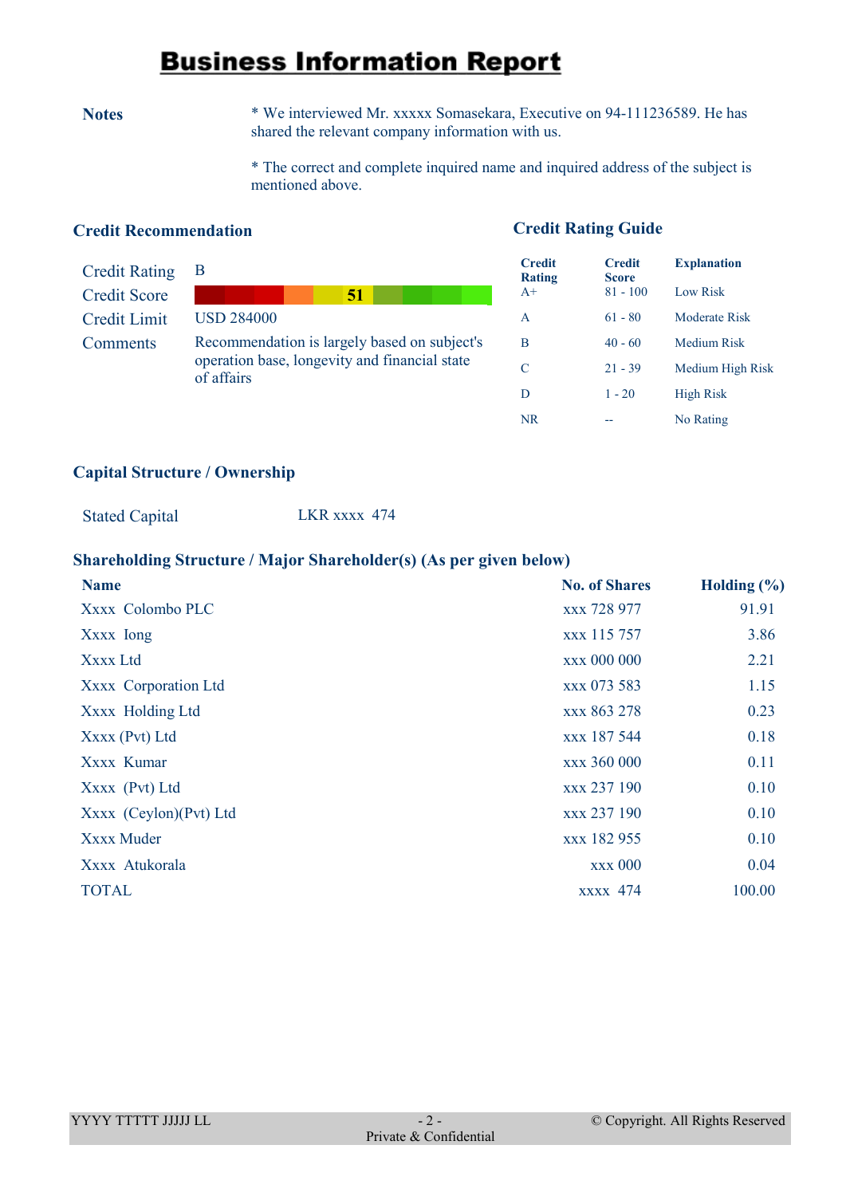# Business Information Report

**Notes**

* We interviewed Mr. xxxxx Somasekara, Executive on 94-111236589. He has shared the relevant company information with us.

* The correct and complete inquired name and inquired address of the subject is mentioned above.

## Credit Recommendation

| | |
|---|---|
| Credit Rating | B |
| Credit Score | 51 |
| Credit Limit | USD 284000 |
| Comments | Recommendation is largely based on subject's operation base, longevity and financial state of affairs |

## Credit Rating Guide

| Credit Rating | Credit Score | Explanation |
|---|---|---|
| A+ | 81 - 100 | Low Risk |
| A | 61 - 80 | Moderate Risk |
| B | 40 - 60 | Medium Risk |
| C | 21 - 39 | Medium High Risk |
| D | 1 - 20 | High Risk |
| NR | -- | No Rating |

## Capital Structure / Ownership

Stated Capital    LKR xxxx 474

## Shareholding Structure / Major Shareholder(s) (As per given below)

| Name | No. of Shares | Holding (%) |
|---|---|---|
| Xxxx Colombo PLC | xxx 728 977 | 91.91 |
| Xxxx Iong | xxx 115 757 | 3.86 |
| Xxxx Ltd | xxx 000 000 | 2.21 |
| Xxxx Corporation Ltd | xxx 073 583 | 1.15 |
| Xxxx Holding Ltd | xxx 863 278 | 0.23 |
| Xxxx (Pvt) Ltd | xxx 187 544 | 0.18 |
| Xxxx Kumar | xxx 360 000 | 0.11 |
| Xxxx (Pvt) Ltd | xxx 237 190 | 0.10 |
| Xxxx (Ceylon)(Pvt) Ltd | xxx 237 190 | 0.10 |
| Xxxx Muder | xxx 182 955 | 0.10 |
| Xxxx Atukorala | xxx 000 | 0.04 |
| TOTAL | xxxx 474 | 100.00 |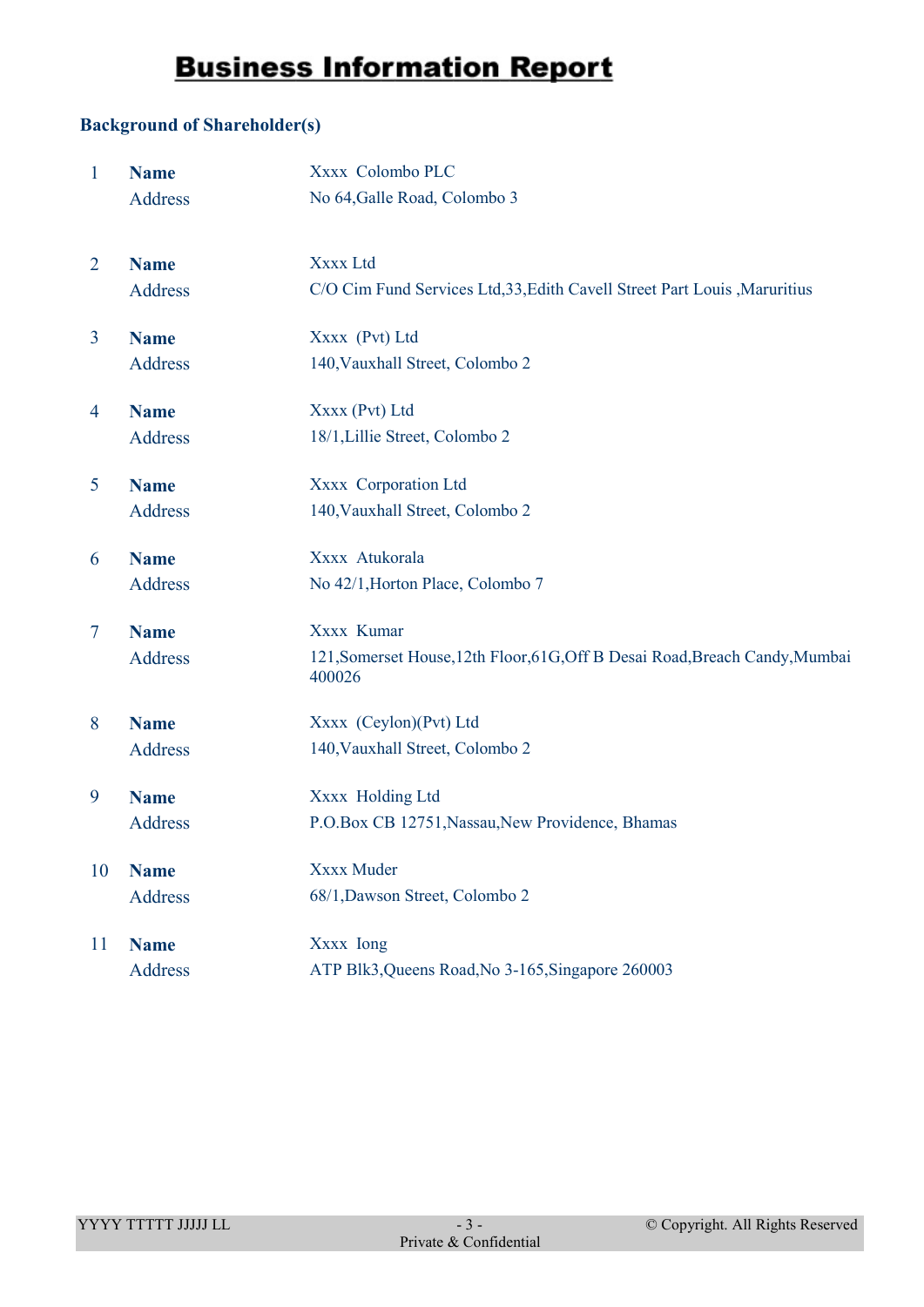# Business Information Report

## Background of Shareholder(s)

| | | |
|---|---|---|
| 1 | **Name** | Xxxx Colombo PLC |
| | Address | No 64,Galle Road, Colombo 3 |
| 2 | **Name** | Xxxx Ltd |
| | Address | C/O Cim Fund Services Ltd,33,Edith Cavell Street Part Louis ,Maruritius |
| 3 | **Name** | Xxxx (Pvt) Ltd |
| | Address | 140,Vauxhall Street, Colombo 2 |
| 4 | **Name** | Xxxx (Pvt) Ltd |
| | Address | 18/1,Lillie Street, Colombo 2 |
| 5 | **Name** | Xxxx Corporation Ltd |
| | Address | 140,Vauxhall Street, Colombo 2 |
| 6 | **Name** | Xxxx Atukorala |
| | Address | No 42/1,Horton Place, Colombo 7 |
| 7 | **Name** | Xxxx Kumar |
| | Address | 121,Somerset House,12th Floor,61G,Off B Desai Road,Breach Candy,Mumbai 400026 |
| 8 | **Name** | Xxxx (Ceylon)(Pvt) Ltd |
| | Address | 140,Vauxhall Street, Colombo 2 |
| 9 | **Name** | Xxxx Holding Ltd |
| | Address | P.O.Box CB 12751,Nassau,New Providence, Bhamas |
| 10 | **Name** | Xxxx Muder |
| | Address | 68/1,Dawson Street, Colombo 2 |
| 11 | **Name** | Xxxx Iong |
| | Address | ATP Blk3,Queens Road,No 3-165,Singapore 260003 |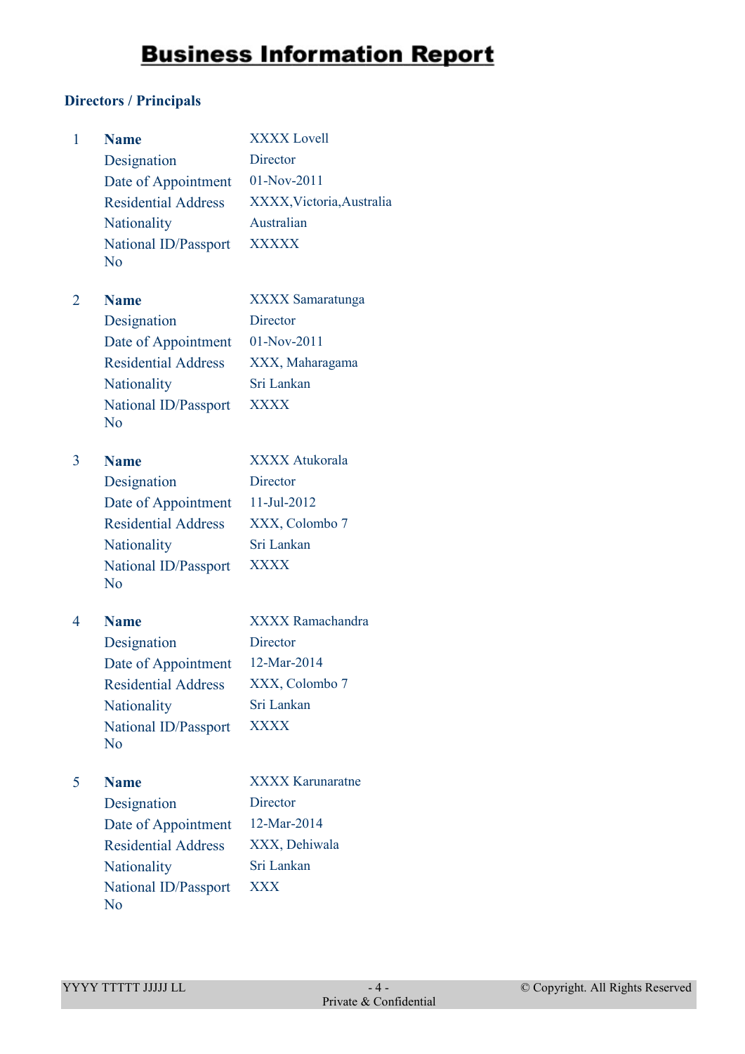# Business Information Report

## Directors / Principals

| # | Field | Value |
|---|---|---|
| 1 | **Name** | XXXX Lovell |
| | Designation | Director |
| | Date of Appointment | 01-Nov-2011 |
| | Residential Address | XXXX,Victoria,Australia |
| | Nationality | Australian |
| | National ID/Passport No | XXXXX |
| 2 | **Name** | XXXX Samaratunga |
| | Designation | Director |
| | Date of Appointment | 01-Nov-2011 |
| | Residential Address | XXX, Maharagama |
| | Nationality | Sri Lankan |
| | National ID/Passport No | XXXX |
| 3 | **Name** | XXXX Atukorala |
| | Designation | Director |
| | Date of Appointment | 11-Jul-2012 |
| | Residential Address | XXX, Colombo 7 |
| | Nationality | Sri Lankan |
| | National ID/Passport No | XXXX |
| 4 | **Name** | XXXX Ramachandra |
| | Designation | Director |
| | Date of Appointment | 12-Mar-2014 |
| | Residential Address | XXX, Colombo 7 |
| | Nationality | Sri Lankan |
| | National ID/Passport No | XXXX |
| 5 | **Name** | XXXX Karunaratne |
| | Designation | Director |
| | Date of Appointment | 12-Mar-2014 |
| | Residential Address | XXX, Dehiwala |
| | Nationality | Sri Lankan |
| | National ID/Passport No | XXX |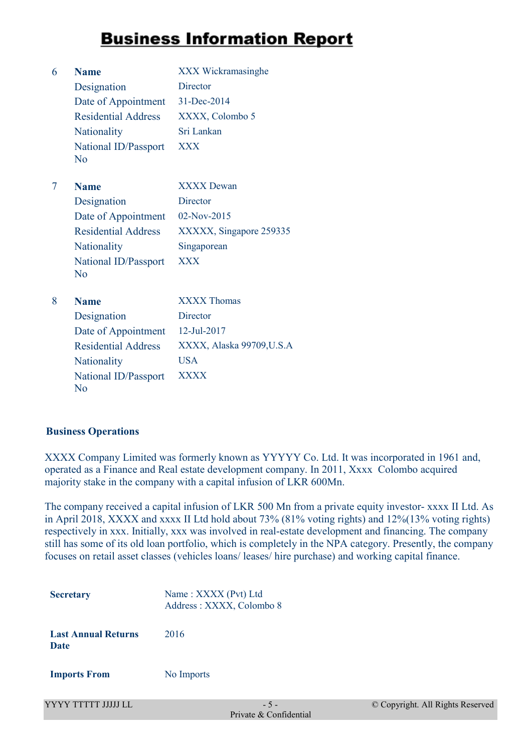# Business Information Report

| | | |
|---|---|---|
| 6 | **Name** | XXX Wickramasinghe |
| | Designation | Director |
| | Date of Appointment | 31-Dec-2014 |
| | Residential Address | XXXX, Colombo 5 |
| | Nationality | Sri Lankan |
| | National ID/Passport No | XXX |
| 7 | **Name** | XXXX Dewan |
| | Designation | Director |
| | Date of Appointment | 02-Nov-2015 |
| | Residential Address | XXXXX, Singapore 259335 |
| | Nationality | Singaporean |
| | National ID/Passport No | XXX |
| 8 | **Name** | XXXX Thomas |
| | Designation | Director |
| | Date of Appointment | 12-Jul-2017 |
| | Residential Address | XXXX, Alaska 99709,U.S.A |
| | Nationality | USA |
| | National ID/Passport No | XXXX |

**Business Operations**

XXXX Company Limited was formerly known as YYYYY Co. Ltd. It was incorporated in 1961 and, operated as a Finance and Real estate development company. In 2011, Xxxx Colombo acquired majority stake in the company with a capital infusion of LKR 600Mn.

The company received a capital infusion of LKR 500 Mn from a private equity investor- xxxx II Ltd. As in April 2018, XXXX and xxxx II Ltd hold about 73% (81% voting rights) and 12%(13% voting rights) respectively in xxx. Initially, xxx was involved in real-estate development and financing. The company still has some of its old loan portfolio, which is completely in the NPA category. Presently, the company focuses on retail asset classes (vehicles loans/ leases/ hire purchase) and working capital finance.

| | |
|---|---|
| **Secretary** | Name : XXXX (Pvt) Ltd<br>Address : XXXX, Colombo 8 |
| **Last Annual Returns Date** | 2016 |
| **Imports From** | No Imports |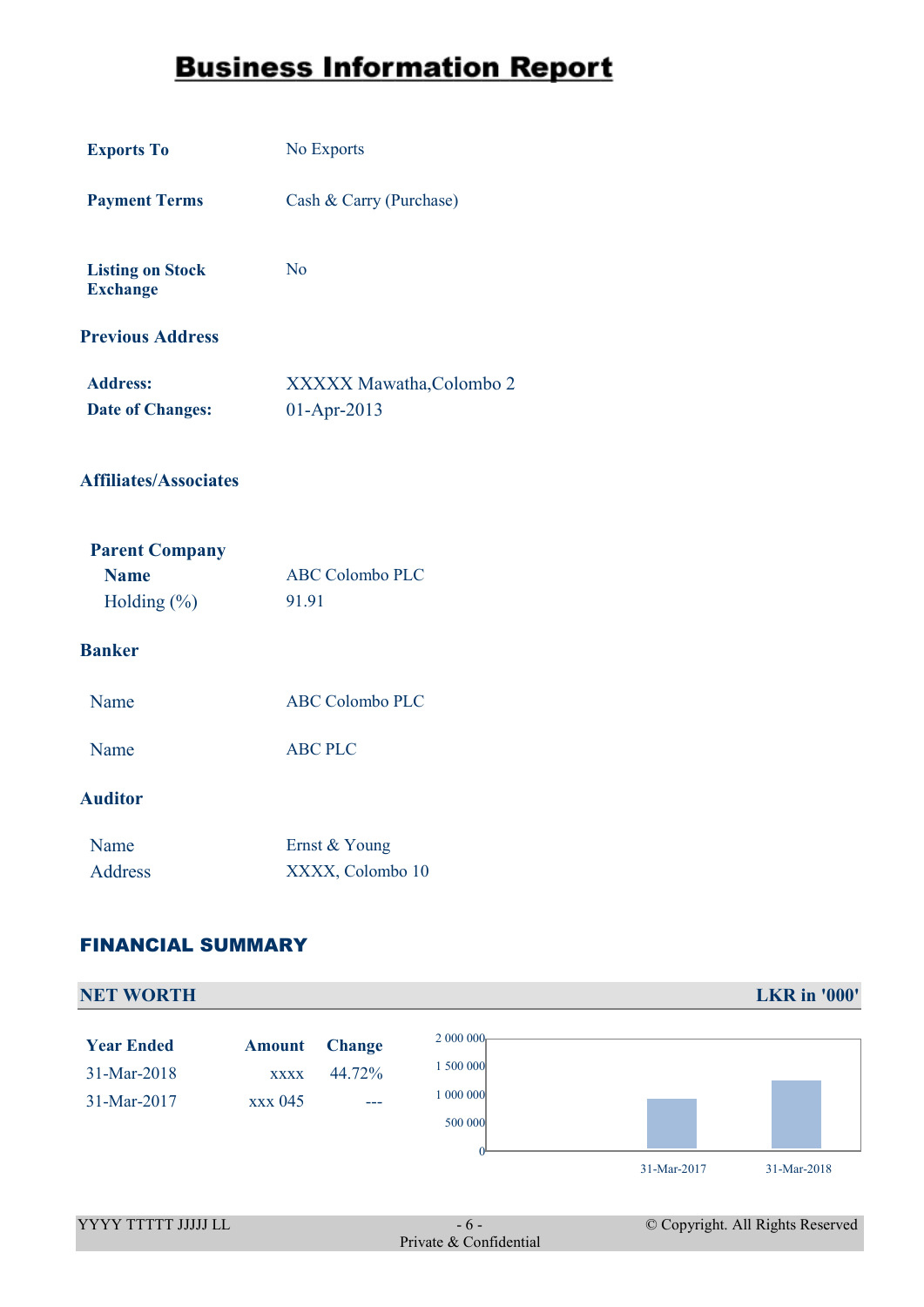# Business Information Report

| | |
|---|---|
| **Exports To** | No Exports |
| **Payment Terms** | Cash & Carry (Purchase) |
| **Listing on Stock Exchange** | No |

### Previous Address

| | |
|---|---|
| **Address:** | XXXXX Mawatha,Colombo 2 |
| **Date of Changes:** | 01-Apr-2013 |

### Affiliates/Associates

**Parent Company**

| | |
|---|---|
| **Name** | ABC Colombo PLC |
| Holding (%) | 91.91 |

### Banker

| | |
|---|---|
| Name | ABC Colombo PLC |
| Name | ABC PLC |

### Auditor

| | |
|---|---|
| Name | Ernst & Young |
| Address | XXXX, Colombo 10 |

## FINANCIAL SUMMARY

### NET WORTH — LKR in '000'

| Year Ended | Amount | Change |
|---|---|---|
| 31-Mar-2018 | xxxx | 44.72% |
| 31-Mar-2017 | xxx 045 | --- |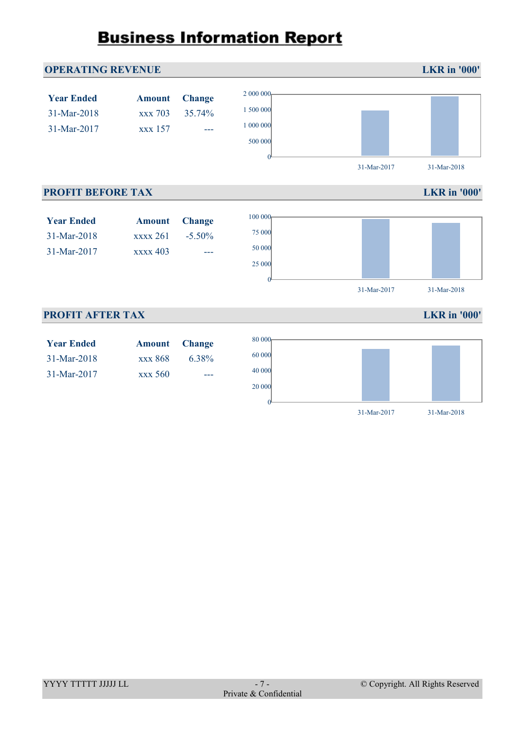# Business Information Report

## OPERATING REVENUE — LKR in '000'

| Year Ended | Amount | Change |
|---|---|---|
| 31-Mar-2018 | xxx 703 | 35.74% |
| 31-Mar-2017 | xxx 157 | --- |

## PROFIT BEFORE TAX — LKR in '000'

| Year Ended | Amount | Change |
|---|---|---|
| 31-Mar-2018 | xxxx 261 | -5.50% |
| 31-Mar-2017 | xxxx 403 | --- |

## PROFIT AFTER TAX — LKR in '000'

| Year Ended | Amount | Change |
|---|---|---|
| 31-Mar-2018 | xxx 868 | 6.38% |
| 31-Mar-2017 | xxx 560 | --- |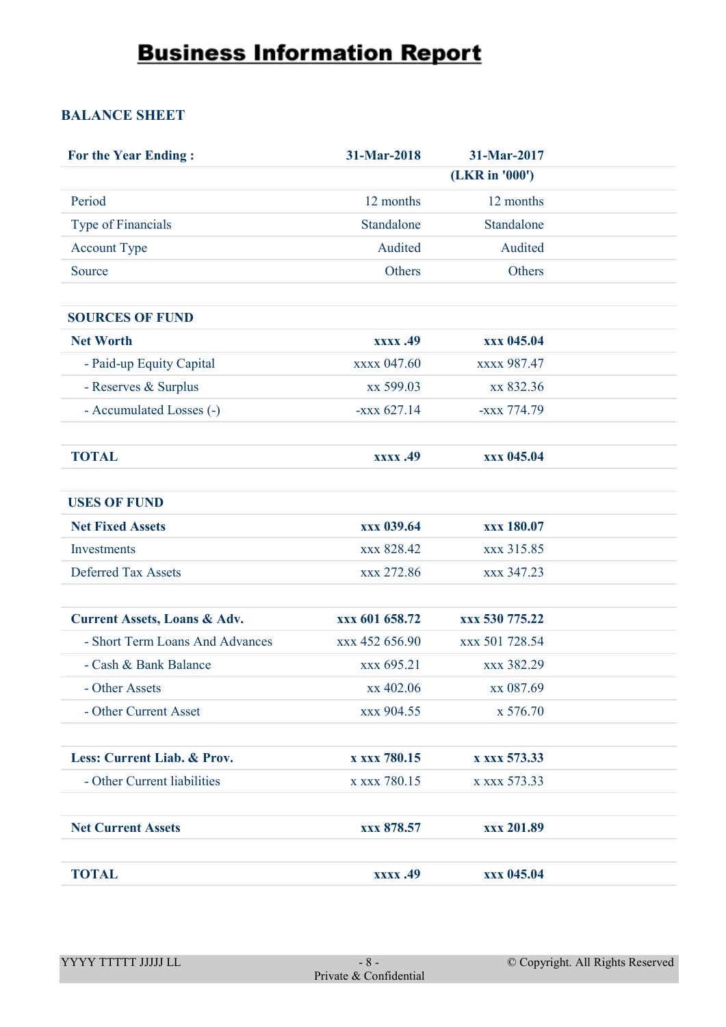# Business Information Report

## BALANCE SHEET

| For the Year Ending : | 31-Mar-2018 | 31-Mar-2017 |
|---|---|---|
| | | (LKR in '000') |
| Period | 12 months | 12 months |
| Type of Financials | Standalone | Standalone |
| Account Type | Audited | Audited |
| Source | Others | Others |
| | | |
| **SOURCES OF FUND** | | |
| **Net Worth** | **xxxx .49** | **xxx 045.04** |
| - Paid-up Equity Capital | xxxx 047.60 | xxxx 987.47 |
| - Reserves & Surplus | xx 599.03 | xx 832.36 |
| - Accumulated Losses (-) | -xxx 627.14 | -xxx 774.79 |
| | | |
| **TOTAL** | **xxxx .49** | **xxx 045.04** |
| | | |
| **USES OF FUND** | | |
| **Net Fixed Assets** | **xxx 039.64** | **xxx 180.07** |
| Investments | xxx 828.42 | xxx 315.85 |
| Deferred Tax Assets | xxx 272.86 | xxx 347.23 |
| | | |
| **Current Assets, Loans & Adv.** | **xxx 601 658.72** | **xxx 530 775.22** |
| - Short Term Loans And Advances | xxx 452 656.90 | xxx 501 728.54 |
| - Cash & Bank Balance | xxx 695.21 | xxx 382.29 |
| - Other Assets | xx 402.06 | xx 087.69 |
| - Other Current Asset | xxx 904.55 | x 576.70 |
| | | |
| **Less: Current Liab. & Prov.** | **x xxx 780.15** | **x xxx 573.33** |
| - Other Current liabilities | x xxx 780.15 | x xxx 573.33 |
| | | |
| **Net Current Assets** | **xxx 878.57** | **xxx 201.89** |
| | | |
| **TOTAL** | **xxxx .49** | **xxx 045.04** |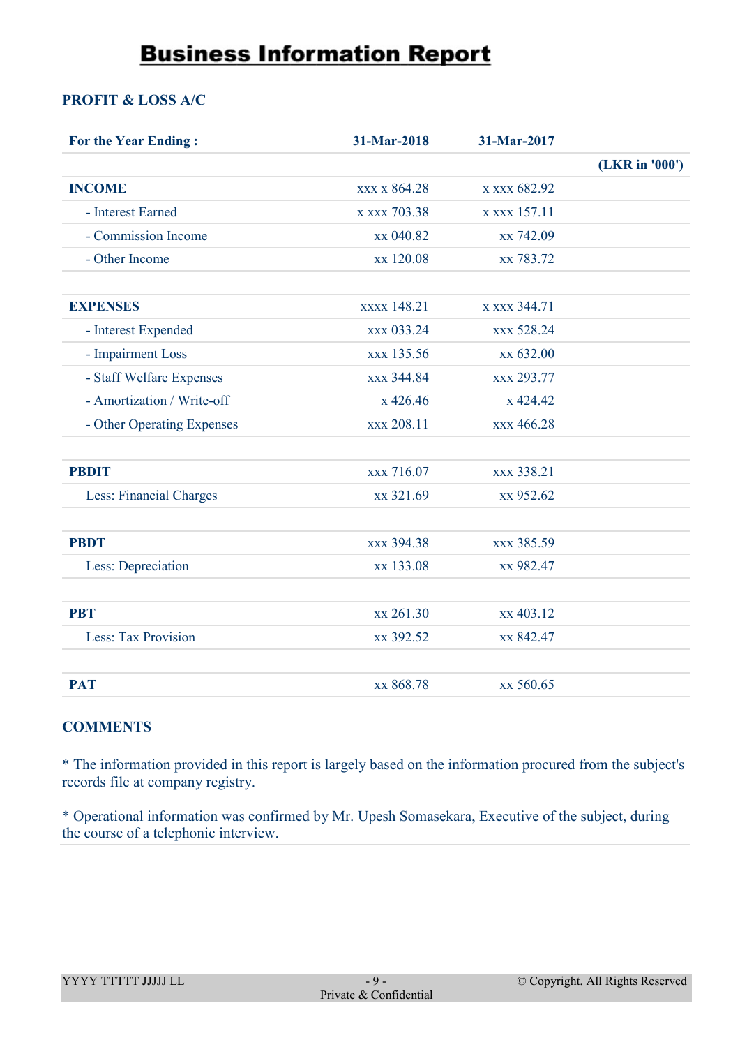# Business Information Report

## PROFIT & LOSS A/C

| For the Year Ending : | 31-Mar-2018 | 31-Mar-2017 | |
|---|---|---|---|
| | | | (LKR in '000') |
| **INCOME** | xxx x 864.28 | x xxx 682.92 | |
| - Interest Earned | x xxx 703.38 | x xxx 157.11 | |
| - Commission Income | xx 040.82 | xx 742.09 | |
| - Other Income | xx 120.08 | xx 783.72 | |
| | | | |
| **EXPENSES** | xxxx 148.21 | x xxx 344.71 | |
| - Interest Expended | xxx 033.24 | xxx 528.24 | |
| - Impairment Loss | xxx 135.56 | xx 632.00 | |
| - Staff Welfare Expenses | xxx 344.84 | xxx 293.77 | |
| - Amortization / Write-off | x 426.46 | x 424.42 | |
| - Other Operating Expenses | xxx 208.11 | xxx 466.28 | |
| | | | |
| **PBDIT** | xxx 716.07 | xxx 338.21 | |
| Less: Financial Charges | xx 321.69 | xx 952.62 | |
| | | | |
| **PBDT** | xxx 394.38 | xxx 385.59 | |
| Less: Depreciation | xx 133.08 | xx 982.47 | |
| | | | |
| **PBT** | xx 261.30 | xx 403.12 | |
| Less: Tax Provision | xx 392.52 | xx 842.47 | |
| | | | |
| **PAT** | xx 868.78 | xx 560.65 | |

## COMMENTS

* The information provided in this report is largely based on the information procured from the subject's records file at company registry.

* Operational information was confirmed by Mr. Upesh Somasekara, Executive of the subject, during the course of a telephonic interview.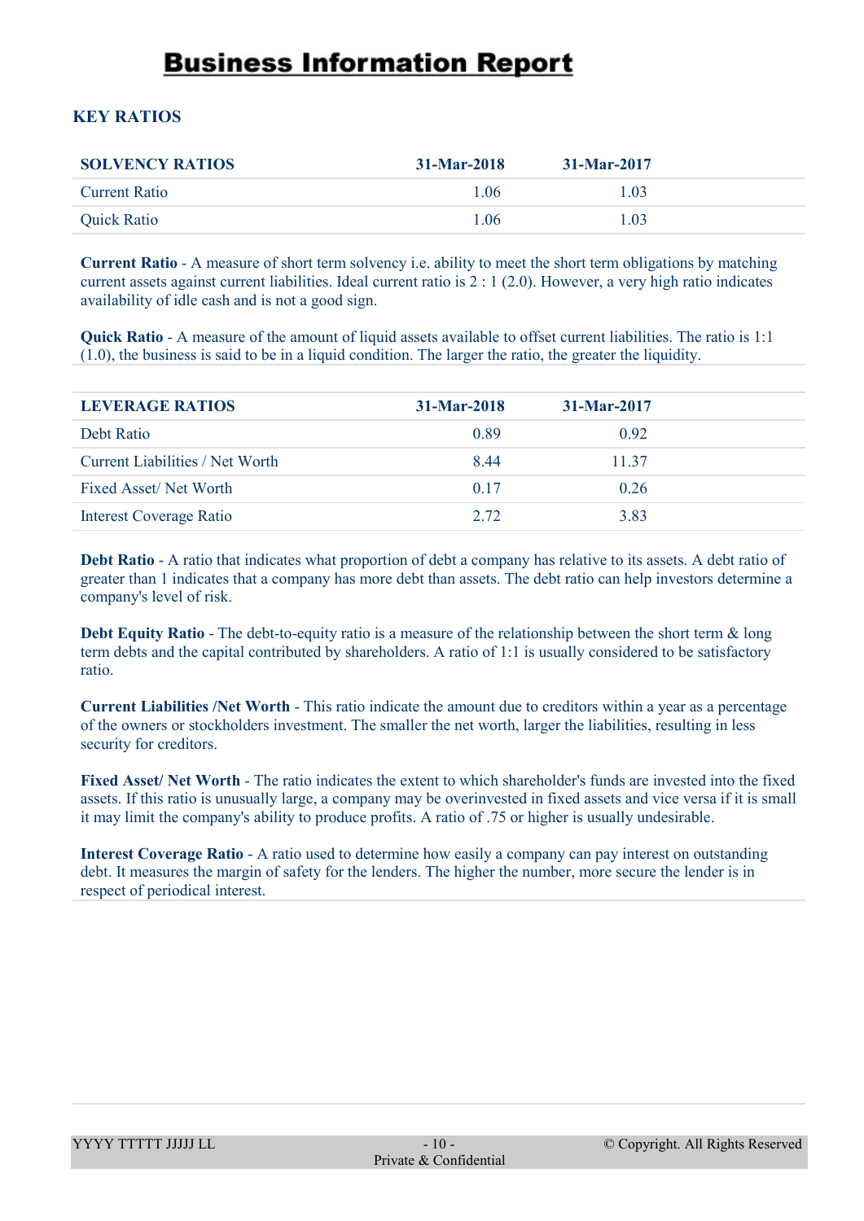# Business Information Report

## KEY RATIOS

| SOLVENCY RATIOS | 31-Mar-2018 | 31-Mar-2017 |
|---|---|---|
| Current Ratio | 1.06 | 1.03 |
| Quick Ratio | 1.06 | 1.03 |

**Current Ratio** - A measure of short term solvency i.e. ability to meet the short term obligations by matching current assets against current liabilities. Ideal current ratio is 2 : 1 (2.0). However, a very high ratio indicates availability of idle cash and is not a good sign.

**Quick Ratio** - A measure of the amount of liquid assets available to offset current liabilities. The ratio is 1:1 (1.0), the business is said to be in a liquid condition. The larger the ratio, the greater the liquidity.

| LEVERAGE RATIOS | 31-Mar-2018 | 31-Mar-2017 |
|---|---|---|
| Debt Ratio | 0.89 | 0.92 |
| Current Liabilities / Net Worth | 8.44 | 11.37 |
| Fixed Asset/ Net Worth | 0.17 | 0.26 |
| Interest Coverage Ratio | 2.72 | 3.83 |

**Debt Ratio** - A ratio that indicates what proportion of debt a company has relative to its assets. A debt ratio of greater than 1 indicates that a company has more debt than assets. The debt ratio can help investors determine a company's level of risk.

**Debt Equity Ratio** - The debt-to-equity ratio is a measure of the relationship between the short term & long term debts and the capital contributed by shareholders. A ratio of 1:1 is usually considered to be satisfactory ratio.

**Current Liabilities /Net Worth** - This ratio indicate the amount due to creditors within a year as a percentage of the owners or stockholders investment. The smaller the net worth, larger the liabilities, resulting in less security for creditors.

**Fixed Asset/ Net Worth** - The ratio indicates the extent to which shareholder's funds are invested into the fixed assets. If this ratio is unusually large, a company may be overinvested in fixed assets and vice versa if it is small it may limit the company's ability to produce profits. A ratio of .75 or higher is usually undesirable.

**Interest Coverage Ratio** - A ratio used to determine how easily a company can pay interest on outstanding debt. It measures the margin of safety for the lenders. The higher the number, more secure the lender is in respect of periodical interest.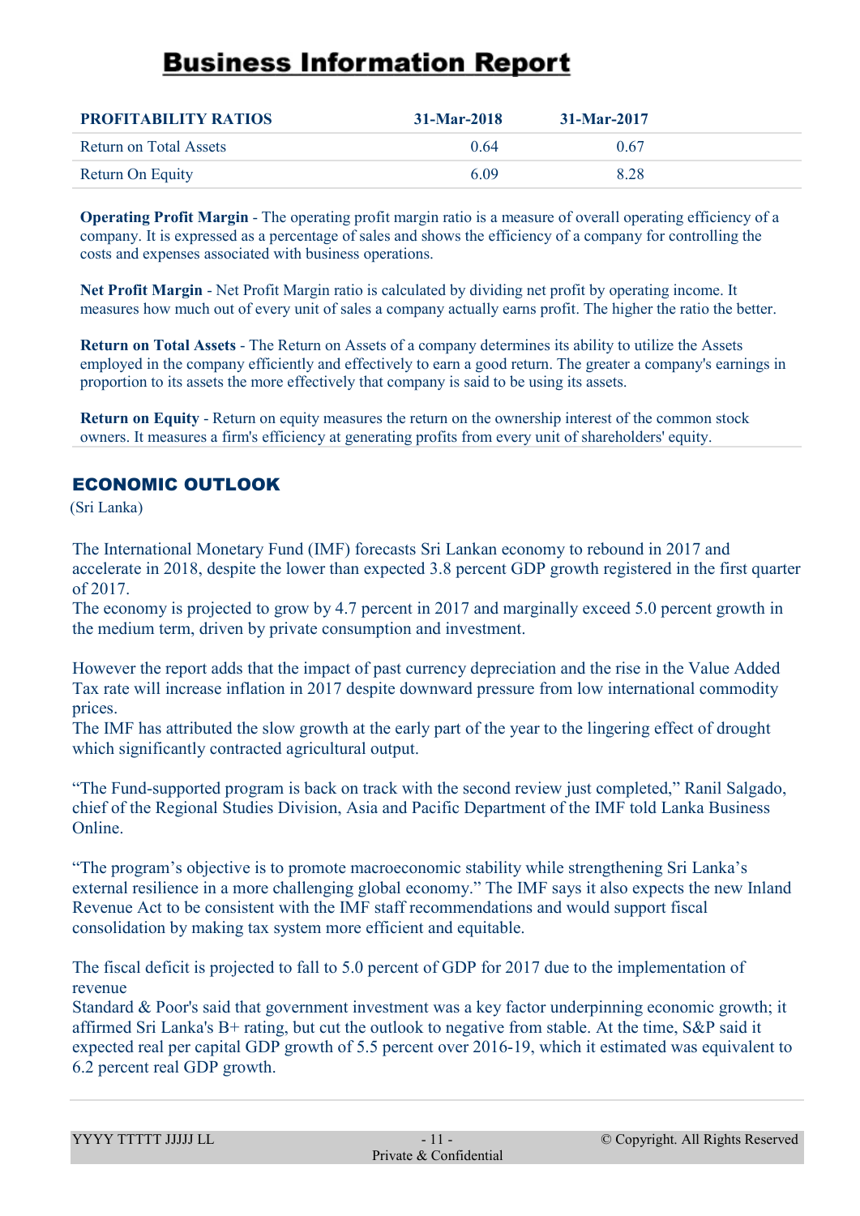| PROFITABILITY RATIOS | 31-Mar-2018 | 31-Mar-2017 |
|---|---|---|
| Return on Total Assets | 0.64 | 0.67 |
| Return On Equity | 6.09 | 8.28 |

**Operating Profit Margin** - The operating profit margin ratio is a measure of overall operating efficiency of a company. It is expressed as a percentage of sales and shows the efficiency of a company for controlling the costs and expenses associated with business operations.

**Net Profit Margin** - Net Profit Margin ratio is calculated by dividing net profit by operating income. It measures how much out of every unit of sales a company actually earns profit. The higher the ratio the better.

**Return on Total Assets** - The Return on Assets of a company determines its ability to utilize the Assets employed in the company efficiently and effectively to earn a good return. The greater a company's earnings in proportion to its assets the more effectively that company is said to be using its assets.

**Return on Equity** - Return on equity measures the return on the ownership interest of the common stock owners. It measures a firm's efficiency at generating profits from every unit of shareholders' equity.

## ECONOMIC OUTLOOK

(Sri Lanka)

The International Monetary Fund (IMF) forecasts Sri Lankan economy to rebound in 2017 and accelerate in 2018, despite the lower than expected 3.8 percent GDP growth registered in the first quarter of 2017.
The economy is projected to grow by 4.7 percent in 2017 and marginally exceed 5.0 percent growth in the medium term, driven by private consumption and investment.

However the report adds that the impact of past currency depreciation and the rise in the Value Added Tax rate will increase inflation in 2017 despite downward pressure from low international commodity prices.
The IMF has attributed the slow growth at the early part of the year to the lingering effect of drought which significantly contracted agricultural output.

“The Fund-supported program is back on track with the second review just completed,” Ranil Salgado, chief of the Regional Studies Division, Asia and Pacific Department of the IMF told Lanka Business Online.

“The program’s objective is to promote macroeconomic stability while strengthening Sri Lanka’s external resilience in a more challenging global economy.” The IMF says it also expects the new Inland Revenue Act to be consistent with the IMF staff recommendations and would support fiscal consolidation by making tax system more efficient and equitable.

The fiscal deficit is projected to fall to 5.0 percent of GDP for 2017 due to the implementation of revenue
Standard & Poor's said that government investment was a key factor underpinning economic growth; it affirmed Sri Lanka's B+ rating, but cut the outlook to negative from stable. At the time, S&P said it expected real per capital GDP growth of 5.5 percent over 2016-19, which it estimated was equivalent to 6.2 percent real GDP growth.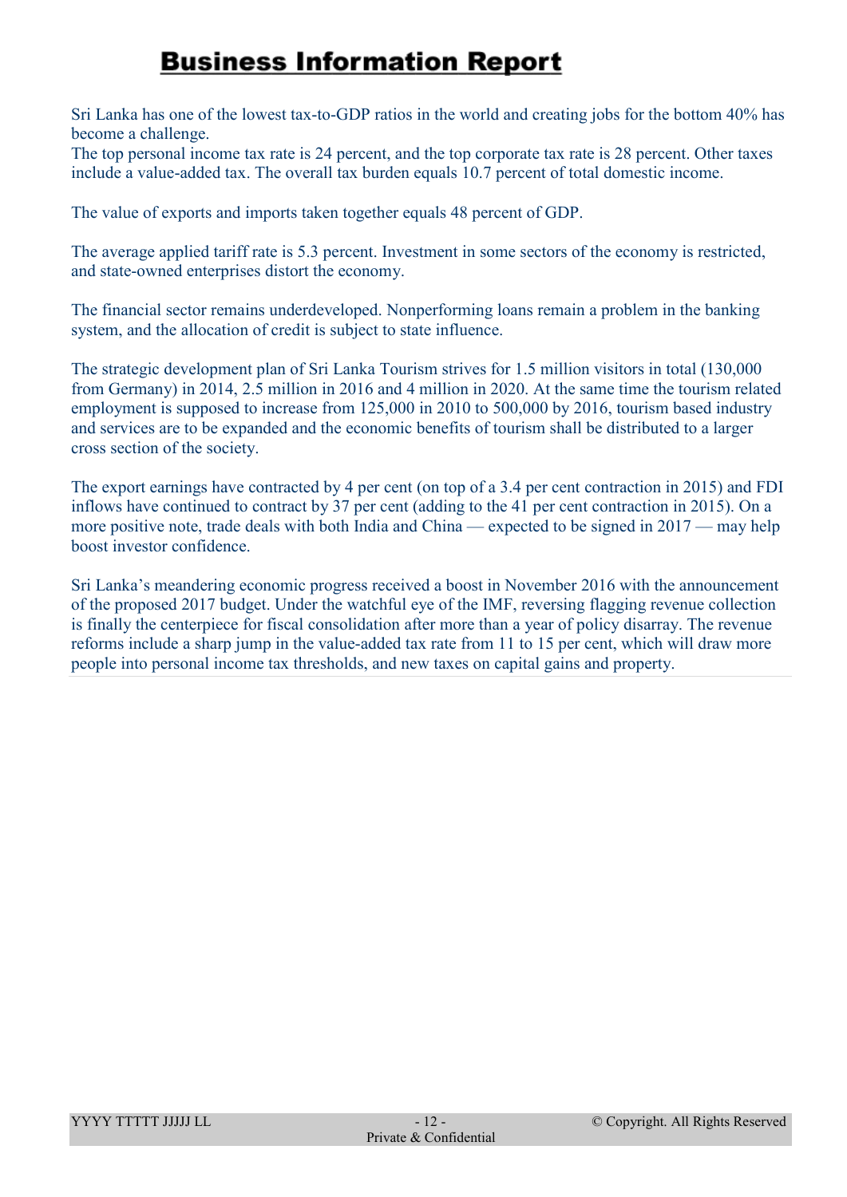# Business Information Report

Sri Lanka has one of the lowest tax-to-GDP ratios in the world and creating jobs for the bottom 40% has become a challenge.
The top personal income tax rate is 24 percent, and the top corporate tax rate is 28 percent. Other taxes include a value-added tax. The overall tax burden equals 10.7 percent of total domestic income.

The value of exports and imports taken together equals 48 percent of GDP.

The average applied tariff rate is 5.3 percent. Investment in some sectors of the economy is restricted, and state-owned enterprises distort the economy.

The financial sector remains underdeveloped. Nonperforming loans remain a problem in the banking system, and the allocation of credit is subject to state influence.

The strategic development plan of Sri Lanka Tourism strives for 1.5 million visitors in total (130,000 from Germany) in 2014, 2.5 million in 2016 and 4 million in 2020. At the same time the tourism related employment is supposed to increase from 125,000 in 2010 to 500,000 by 2016, tourism based industry and services are to be expanded and the economic benefits of tourism shall be distributed to a larger cross section of the society.

The export earnings have contracted by 4 per cent (on top of a 3.4 per cent contraction in 2015) and FDI inflows have continued to contract by 37 per cent (adding to the 41 per cent contraction in 2015). On a more positive note, trade deals with both India and China — expected to be signed in 2017 — may help boost investor confidence.

Sri Lanka's meandering economic progress received a boost in November 2016 with the announcement of the proposed 2017 budget. Under the watchful eye of the IMF, reversing flagging revenue collection is finally the centerpiece for fiscal consolidation after more than a year of policy disarray. The revenue reforms include a sharp jump in the value-added tax rate from 11 to 15 per cent, which will draw more people into personal income tax thresholds, and new taxes on capital gains and property.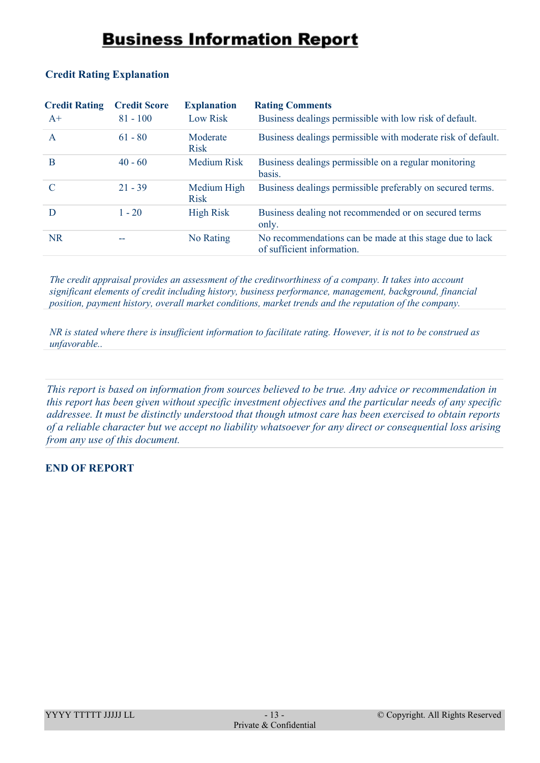# Business Information Report

## Credit Rating Explanation

| Credit Rating | Credit Score | Explanation | Rating Comments |
|---|---|---|---|
| A+ | 81 - 100 | Low Risk | Business dealings permissible with low risk of default. |
| A | 61 - 80 | Moderate Risk | Business dealings permissible with moderate risk of default. |
| B | 40 - 60 | Medium Risk | Business dealings permissible on a regular monitoring basis. |
| C | 21 - 39 | Medium High Risk | Business dealings permissible preferably on secured terms. |
| D | 1 - 20 | High Risk | Business dealing not recommended or on secured terms only. |
| NR | -- | No Rating | No recommendations can be made at this stage due to lack of sufficient information. |

*The credit appraisal provides an assessment of the creditworthiness of a company. It takes into account significant elements of credit including history, business performance, management, background, financial position, payment history, overall market conditions, market trends and the reputation of the company.*

*NR is stated where there is insufficient information to facilitate rating. However, it is not to be construed as unfavorable..*

*This report is based on information from sources believed to be true. Any advice or recommendation in this report has been given without specific investment objectives and the particular needs of any specific addressee. It must be distinctly understood that though utmost care has been exercised to obtain reports of a reliable character but we accept no liability whatsoever for any direct or consequential loss arising from any use of this document.*

**END OF REPORT**